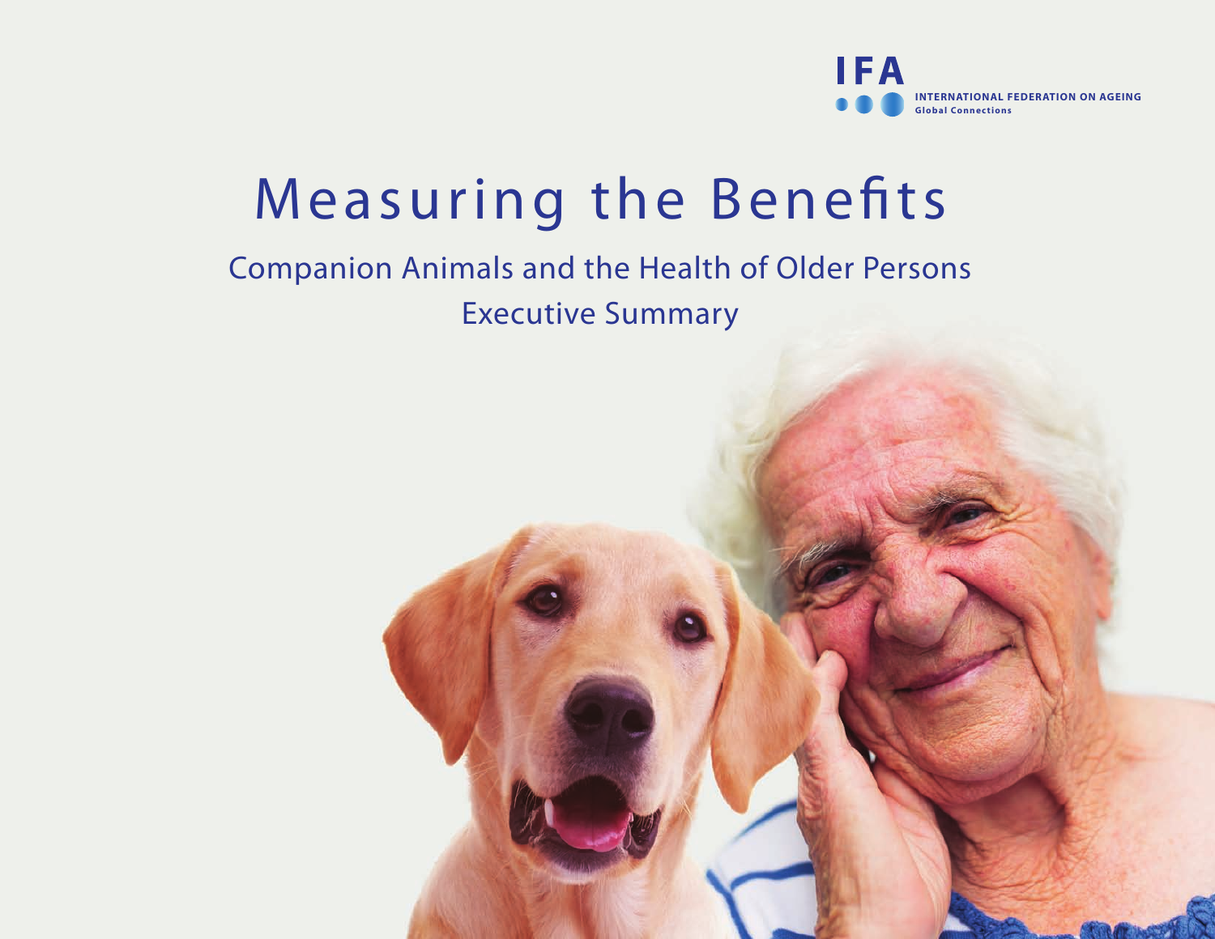IFA

INTERNATIONAL FEDERATION ON AGEING
Global Connections

# Measuring the Benefits

## Companion Animals and the Health of Older Persons

## Executive Summary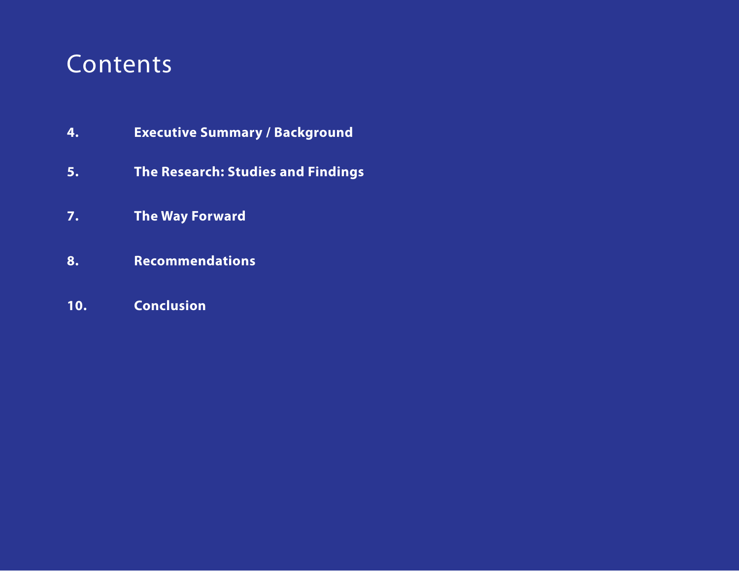# Contents

| | |
|---|---|
| **4.** | **Executive Summary / Background** |
| **5.** | **The Research: Studies and Findings** |
| **7.** | **The Way Forward** |
| **8.** | **Recommendations** |
| **10.** | **Conclusion** |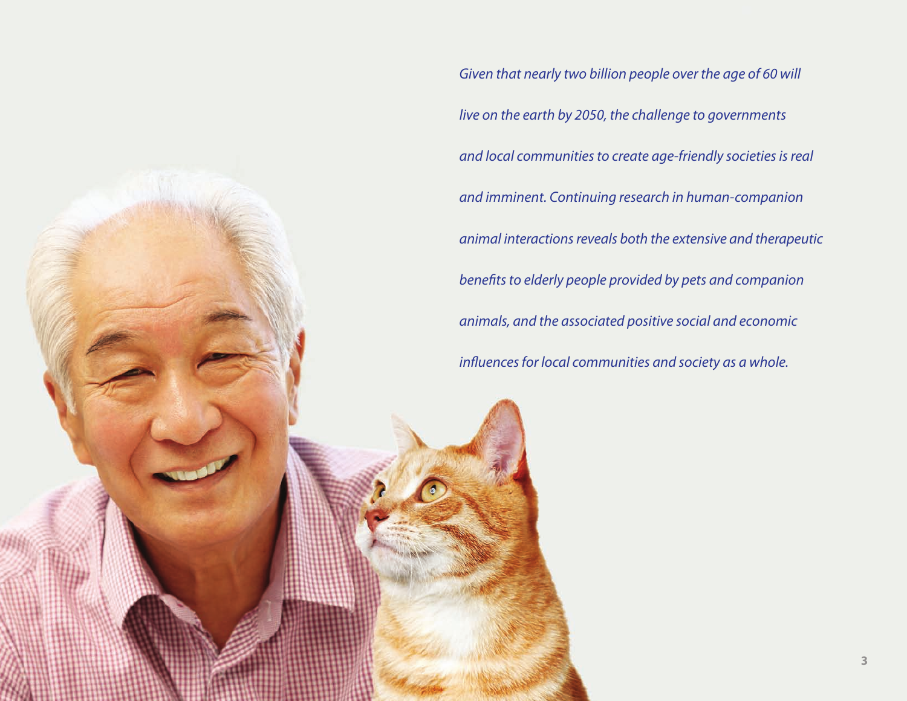*Given that nearly two billion people over the age of 60 will live on the earth by 2050, the challenge to governments and local communities to create age-friendly societies is real and imminent. Continuing research in human-companion animal interactions reveals both the extensive and therapeutic benefits to elderly people provided by pets and companion animals, and the associated positive social and economic influences for local communities and society as a whole.*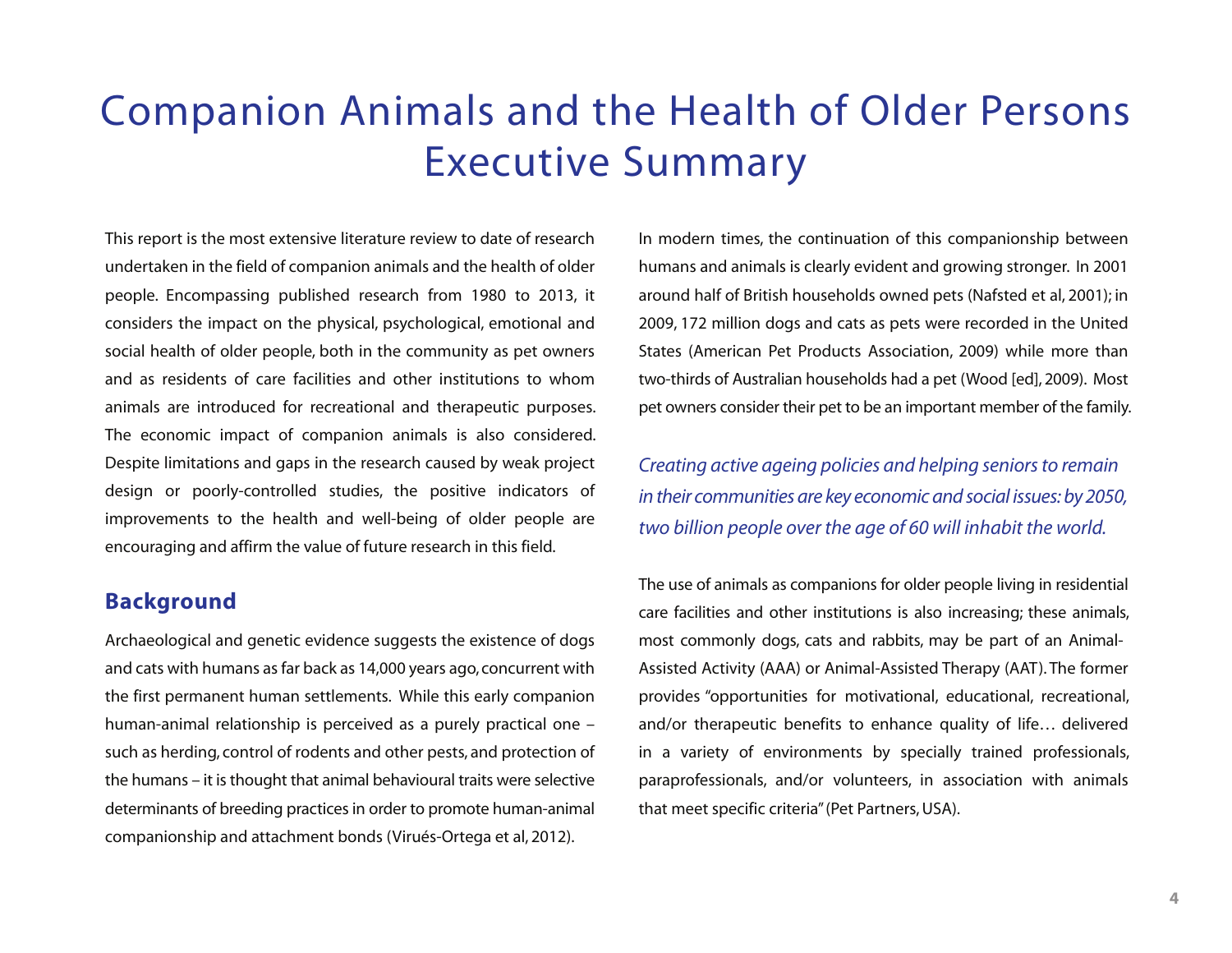# Companion Animals and the Health of Older Persons Executive Summary

This report is the most extensive literature review to date of research undertaken in the field of companion animals and the health of older people. Encompassing published research from 1980 to 2013, it considers the impact on the physical, psychological, emotional and social health of older people, both in the community as pet owners and as residents of care facilities and other institutions to whom animals are introduced for recreational and therapeutic purposes. The economic impact of companion animals is also considered. Despite limitations and gaps in the research caused by weak project design or poorly-controlled studies, the positive indicators of improvements to the health and well-being of older people are encouraging and affirm the value of future research in this field.

## Background

Archaeological and genetic evidence suggests the existence of dogs and cats with humans as far back as 14,000 years ago, concurrent with the first permanent human settlements. While this early companion human-animal relationship is perceived as a purely practical one – such as herding, control of rodents and other pests, and protection of the humans – it is thought that animal behavioural traits were selective determinants of breeding practices in order to promote human-animal companionship and attachment bonds (Virués-Ortega et al, 2012).

In modern times, the continuation of this companionship between humans and animals is clearly evident and growing stronger. In 2001 around half of British households owned pets (Nafsted et al, 2001); in 2009, 172 million dogs and cats as pets were recorded in the United States (American Pet Products Association, 2009) while more than two-thirds of Australian households had a pet (Wood [ed], 2009). Most pet owners consider their pet to be an important member of the family.

*Creating active ageing policies and helping seniors to remain in their communities are key economic and social issues: by 2050, two billion people over the age of 60 will inhabit the world.*

The use of animals as companions for older people living in residential care facilities and other institutions is also increasing; these animals, most commonly dogs, cats and rabbits, may be part of an Animal-Assisted Activity (AAA) or Animal-Assisted Therapy (AAT). The former provides "opportunities for motivational, educational, recreational, and/or therapeutic benefits to enhance quality of life… delivered in a variety of environments by specially trained professionals, paraprofessionals, and/or volunteers, in association with animals that meet specific criteria" (Pet Partners, USA).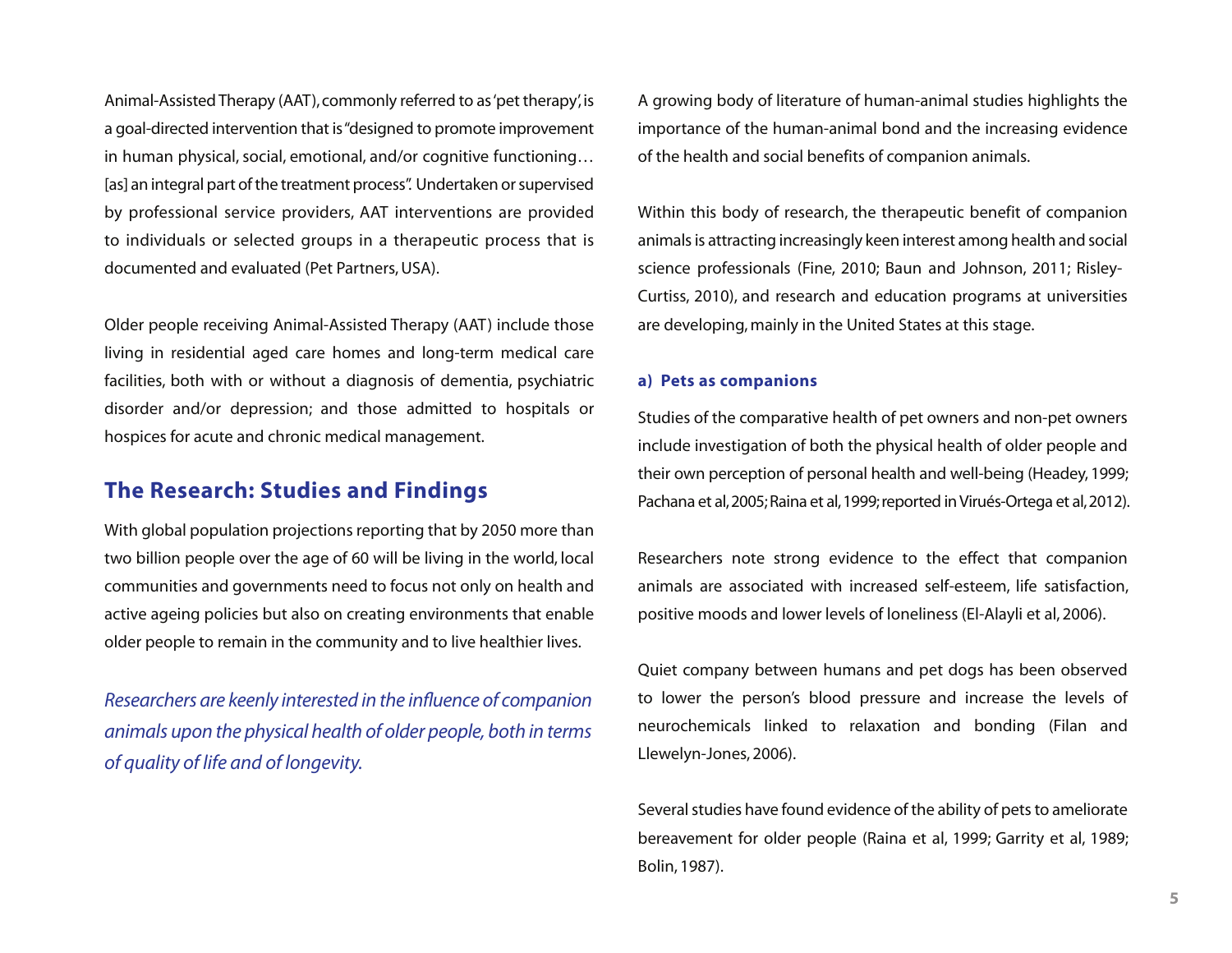Animal-Assisted Therapy (AAT), commonly referred to as 'pet therapy', is a goal-directed intervention that is "designed to promote improvement in human physical, social, emotional, and/or cognitive functioning… [as] an integral part of the treatment process". Undertaken or supervised by professional service providers, AAT interventions are provided to individuals or selected groups in a therapeutic process that is documented and evaluated (Pet Partners, USA).

Older people receiving Animal-Assisted Therapy (AAT) include those living in residential aged care homes and long-term medical care facilities, both with or without a diagnosis of dementia, psychiatric disorder and/or depression; and those admitted to hospitals or hospices for acute and chronic medical management.

## The Research: Studies and Findings

With global population projections reporting that by 2050 more than two billion people over the age of 60 will be living in the world, local communities and governments need to focus not only on health and active ageing policies but also on creating environments that enable older people to remain in the community and to live healthier lives.

*Researchers are keenly interested in the influence of companion animals upon the physical health of older people, both in terms of quality of life and of longevity.*

A growing body of literature of human-animal studies highlights the importance of the human-animal bond and the increasing evidence of the health and social benefits of companion animals.

Within this body of research, the therapeutic benefit of companion animals is attracting increasingly keen interest among health and social science professionals (Fine, 2010; Baun and Johnson, 2011; Risley-Curtiss, 2010), and research and education programs at universities are developing, mainly in the United States at this stage.

### a) Pets as companions

Studies of the comparative health of pet owners and non-pet owners include investigation of both the physical health of older people and their own perception of personal health and well-being (Headey, 1999; Pachana et al, 2005; Raina et al, 1999; reported in Virués-Ortega et al, 2012).

Researchers note strong evidence to the effect that companion animals are associated with increased self-esteem, life satisfaction, positive moods and lower levels of loneliness (El-Alayli et al, 2006).

Quiet company between humans and pet dogs has been observed to lower the person's blood pressure and increase the levels of neurochemicals linked to relaxation and bonding (Filan and Llewelyn-Jones, 2006).

Several studies have found evidence of the ability of pets to ameliorate bereavement for older people (Raina et al, 1999; Garrity et al, 1989; Bolin, 1987).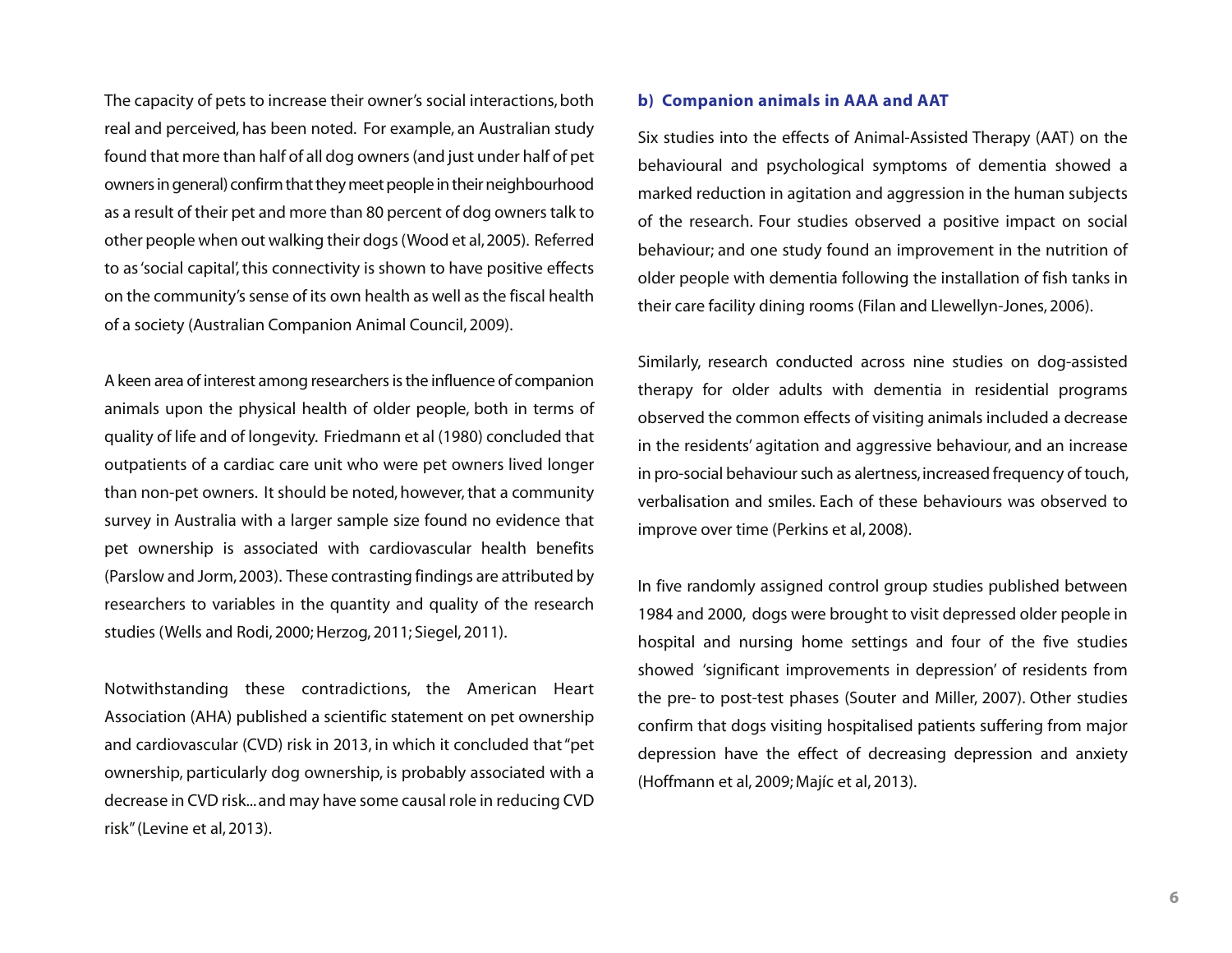The capacity of pets to increase their owner's social interactions, both real and perceived, has been noted. For example, an Australian study found that more than half of all dog owners (and just under half of pet owners in general) confirm that they meet people in their neighbourhood as a result of their pet and more than 80 percent of dog owners talk to other people when out walking their dogs (Wood et al, 2005). Referred to as 'social capital', this connectivity is shown to have positive effects on the community's sense of its own health as well as the fiscal health of a society (Australian Companion Animal Council, 2009).

A keen area of interest among researchers is the influence of companion animals upon the physical health of older people, both in terms of quality of life and of longevity. Friedmann et al (1980) concluded that outpatients of a cardiac care unit who were pet owners lived longer than non-pet owners. It should be noted, however, that a community survey in Australia with a larger sample size found no evidence that pet ownership is associated with cardiovascular health benefits (Parslow and Jorm, 2003). These contrasting findings are attributed by researchers to variables in the quantity and quality of the research studies (Wells and Rodi, 2000; Herzog, 2011; Siegel, 2011).

Notwithstanding these contradictions, the American Heart Association (AHA) published a scientific statement on pet ownership and cardiovascular (CVD) risk in 2013, in which it concluded that "pet ownership, particularly dog ownership, is probably associated with a decrease in CVD risk... and may have some causal role in reducing CVD risk" (Levine et al, 2013).

### b) Companion animals in AAA and AAT

Six studies into the effects of Animal-Assisted Therapy (AAT) on the behavioural and psychological symptoms of dementia showed a marked reduction in agitation and aggression in the human subjects of the research. Four studies observed a positive impact on social behaviour; and one study found an improvement in the nutrition of older people with dementia following the installation of fish tanks in their care facility dining rooms (Filan and Llewellyn-Jones, 2006).

Similarly, research conducted across nine studies on dog-assisted therapy for older adults with dementia in residential programs observed the common effects of visiting animals included a decrease in the residents' agitation and aggressive behaviour, and an increase in pro-social behaviour such as alertness, increased frequency of touch, verbalisation and smiles. Each of these behaviours was observed to improve over time (Perkins et al, 2008).

In five randomly assigned control group studies published between 1984 and 2000, dogs were brought to visit depressed older people in hospital and nursing home settings and four of the five studies showed 'significant improvements in depression' of residents from the pre- to post-test phases (Souter and Miller, 2007). Other studies confirm that dogs visiting hospitalised patients suffering from major depression have the effect of decreasing depression and anxiety (Hoffmann et al, 2009; Majíc et al, 2013).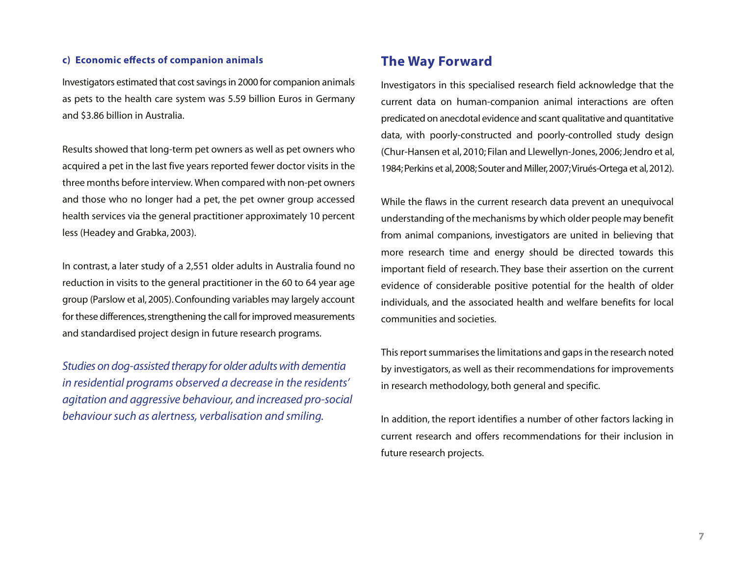#### c) Economic effects of companion animals

Investigators estimated that cost savings in 2000 for companion animals as pets to the health care system was 5.59 billion Euros in Germany and $3.86 billion in Australia.

Results showed that long-term pet owners as well as pet owners who acquired a pet in the last five years reported fewer doctor visits in the three months before interview. When compared with non-pet owners and those who no longer had a pet, the pet owner group accessed health services via the general practitioner approximately 10 percent less (Headey and Grabka, 2003).

In contrast, a later study of a 2,551 older adults in Australia found no reduction in visits to the general practitioner in the 60 to 64 year age group (Parslow et al, 2005). Confounding variables may largely account for these differences, strengthening the call for improved measurements and standardised project design in future research programs.

*Studies on dog-assisted therapy for older adults with dementia in residential programs observed a decrease in the residents' agitation and aggressive behaviour, and increased pro-social behaviour such as alertness, verbalisation and smiling.*

## The Way Forward

Investigators in this specialised research field acknowledge that the current data on human-companion animal interactions are often predicated on anecdotal evidence and scant qualitative and quantitative data, with poorly-constructed and poorly-controlled study design (Chur-Hansen et al, 2010; Filan and Llewellyn-Jones, 2006; Jendro et al, 1984; Perkins et al, 2008; Souter and Miller, 2007; Virués-Ortega et al, 2012).

While the flaws in the current research data prevent an unequivocal understanding of the mechanisms by which older people may benefit from animal companions, investigators are united in believing that more research time and energy should be directed towards this important field of research. They base their assertion on the current evidence of considerable positive potential for the health of older individuals, and the associated health and welfare benefits for local communities and societies.

This report summarises the limitations and gaps in the research noted by investigators, as well as their recommendations for improvements in research methodology, both general and specific.

In addition, the report identifies a number of other factors lacking in current research and offers recommendations for their inclusion in future research projects.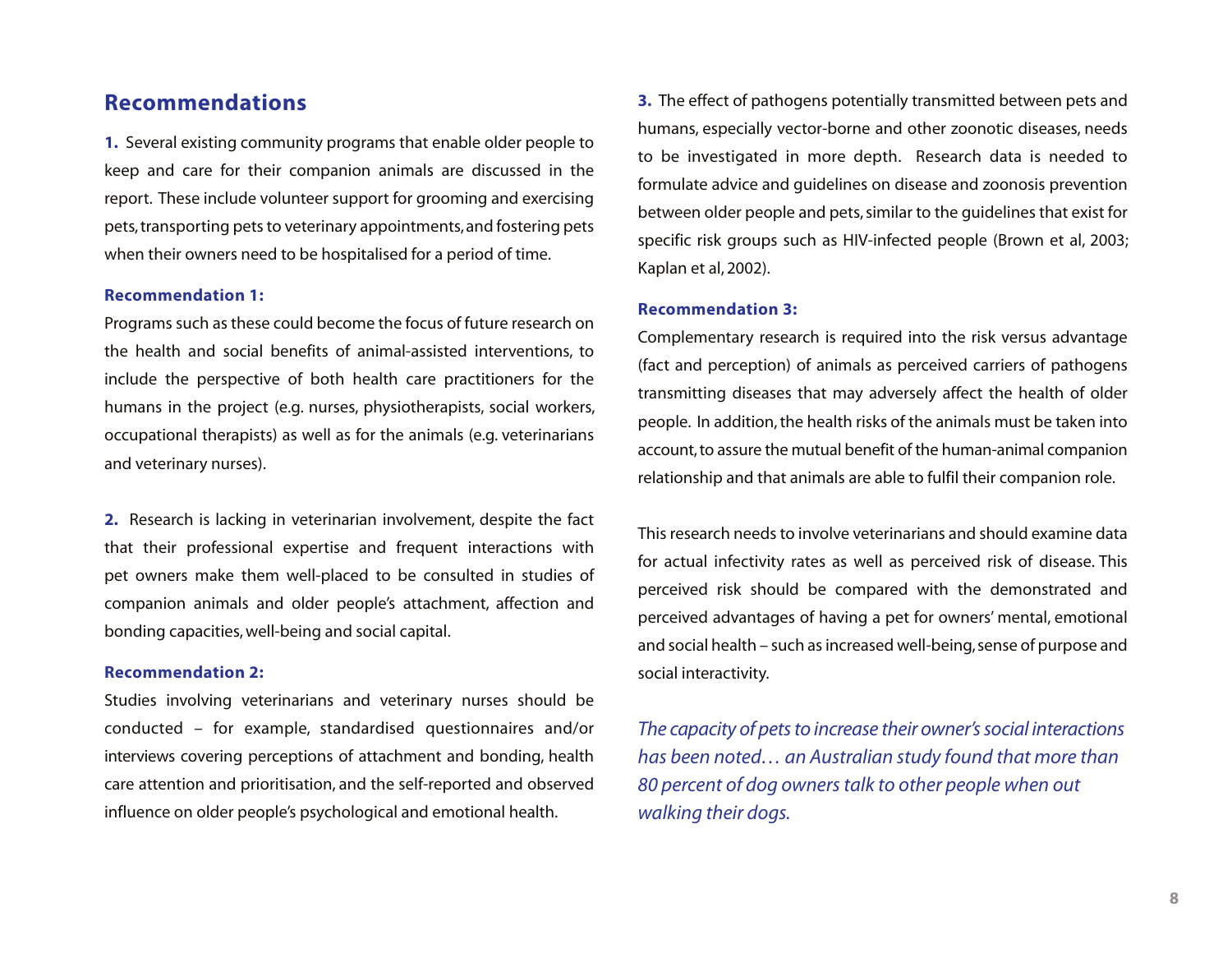## Recommendations

**1.** Several existing community programs that enable older people to keep and care for their companion animals are discussed in the report. These include volunteer support for grooming and exercising pets, transporting pets to veterinary appointments, and fostering pets when their owners need to be hospitalised for a period of time.

**Recommendation 1:**

Programs such as these could become the focus of future research on the health and social benefits of animal-assisted interventions, to include the perspective of both health care practitioners for the humans in the project (e.g. nurses, physiotherapists, social workers, occupational therapists) as well as for the animals (e.g. veterinarians and veterinary nurses).

**2.** Research is lacking in veterinarian involvement, despite the fact that their professional expertise and frequent interactions with pet owners make them well-placed to be consulted in studies of companion animals and older people's attachment, affection and bonding capacities, well-being and social capital.

**Recommendation 2:**

Studies involving veterinarians and veterinary nurses should be conducted – for example, standardised questionnaires and/or interviews covering perceptions of attachment and bonding, health care attention and prioritisation, and the self-reported and observed influence on older people's psychological and emotional health.

**3.** The effect of pathogens potentially transmitted between pets and humans, especially vector-borne and other zoonotic diseases, needs to be investigated in more depth. Research data is needed to formulate advice and guidelines on disease and zoonosis prevention between older people and pets, similar to the guidelines that exist for specific risk groups such as HIV-infected people (Brown et al, 2003; Kaplan et al, 2002).

**Recommendation 3:**

Complementary research is required into the risk versus advantage (fact and perception) of animals as perceived carriers of pathogens transmitting diseases that may adversely affect the health of older people. In addition, the health risks of the animals must be taken into account, to assure the mutual benefit of the human-animal companion relationship and that animals are able to fulfil their companion role.

This research needs to involve veterinarians and should examine data for actual infectivity rates as well as perceived risk of disease. This perceived risk should be compared with the demonstrated and perceived advantages of having a pet for owners' mental, emotional and social health – such as increased well-being, sense of purpose and social interactivity.

*The capacity of pets to increase their owner's social interactions has been noted… an Australian study found that more than 80 percent of dog owners talk to other people when out walking their dogs.*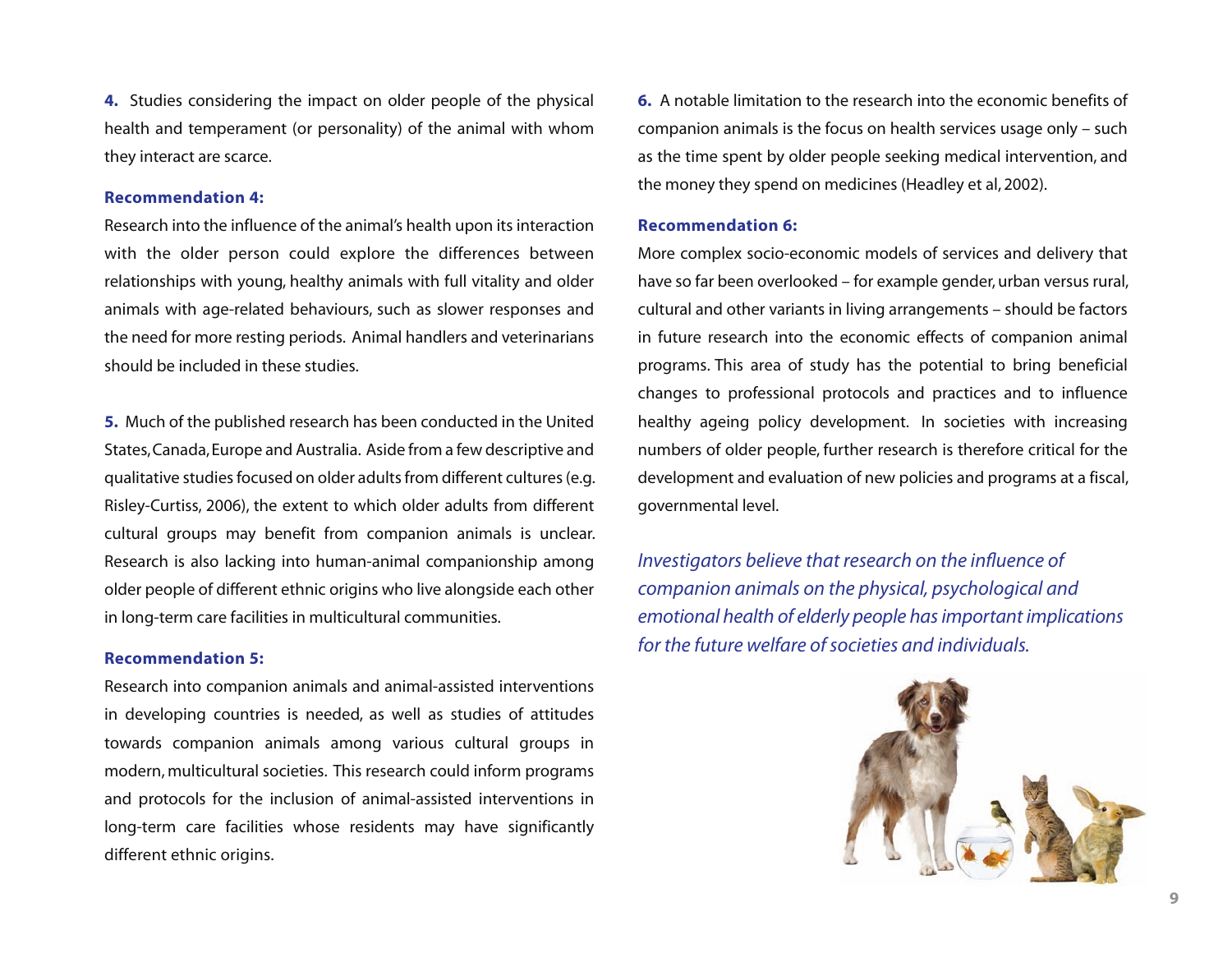**4.** Studies considering the impact on older people of the physical health and temperament (or personality) of the animal with whom they interact are scarce.

**Recommendation 4:**

Research into the influence of the animal's health upon its interaction with the older person could explore the differences between relationships with young, healthy animals with full vitality and older animals with age-related behaviours, such as slower responses and the need for more resting periods. Animal handlers and veterinarians should be included in these studies.

**5.** Much of the published research has been conducted in the United States, Canada, Europe and Australia. Aside from a few descriptive and qualitative studies focused on older adults from different cultures (e.g. Risley-Curtiss, 2006), the extent to which older adults from different cultural groups may benefit from companion animals is unclear. Research is also lacking into human-animal companionship among older people of different ethnic origins who live alongside each other in long-term care facilities in multicultural communities.

**Recommendation 5:**

Research into companion animals and animal-assisted interventions in developing countries is needed, as well as studies of attitudes towards companion animals among various cultural groups in modern, multicultural societies. This research could inform programs and protocols for the inclusion of animal-assisted interventions in long-term care facilities whose residents may have significantly different ethnic origins.

**6.** A notable limitation to the research into the economic benefits of companion animals is the focus on health services usage only – such as the time spent by older people seeking medical intervention, and the money they spend on medicines (Headley et al, 2002).

**Recommendation 6:**

More complex socio-economic models of services and delivery that have so far been overlooked – for example gender, urban versus rural, cultural and other variants in living arrangements – should be factors in future research into the economic effects of companion animal programs. This area of study has the potential to bring beneficial changes to professional protocols and practices and to influence healthy ageing policy development. In societies with increasing numbers of older people, further research is therefore critical for the development and evaluation of new policies and programs at a fiscal, governmental level.

*Investigators believe that research on the influence of companion animals on the physical, psychological and emotional health of elderly people has important implications for the future welfare of societies and individuals.*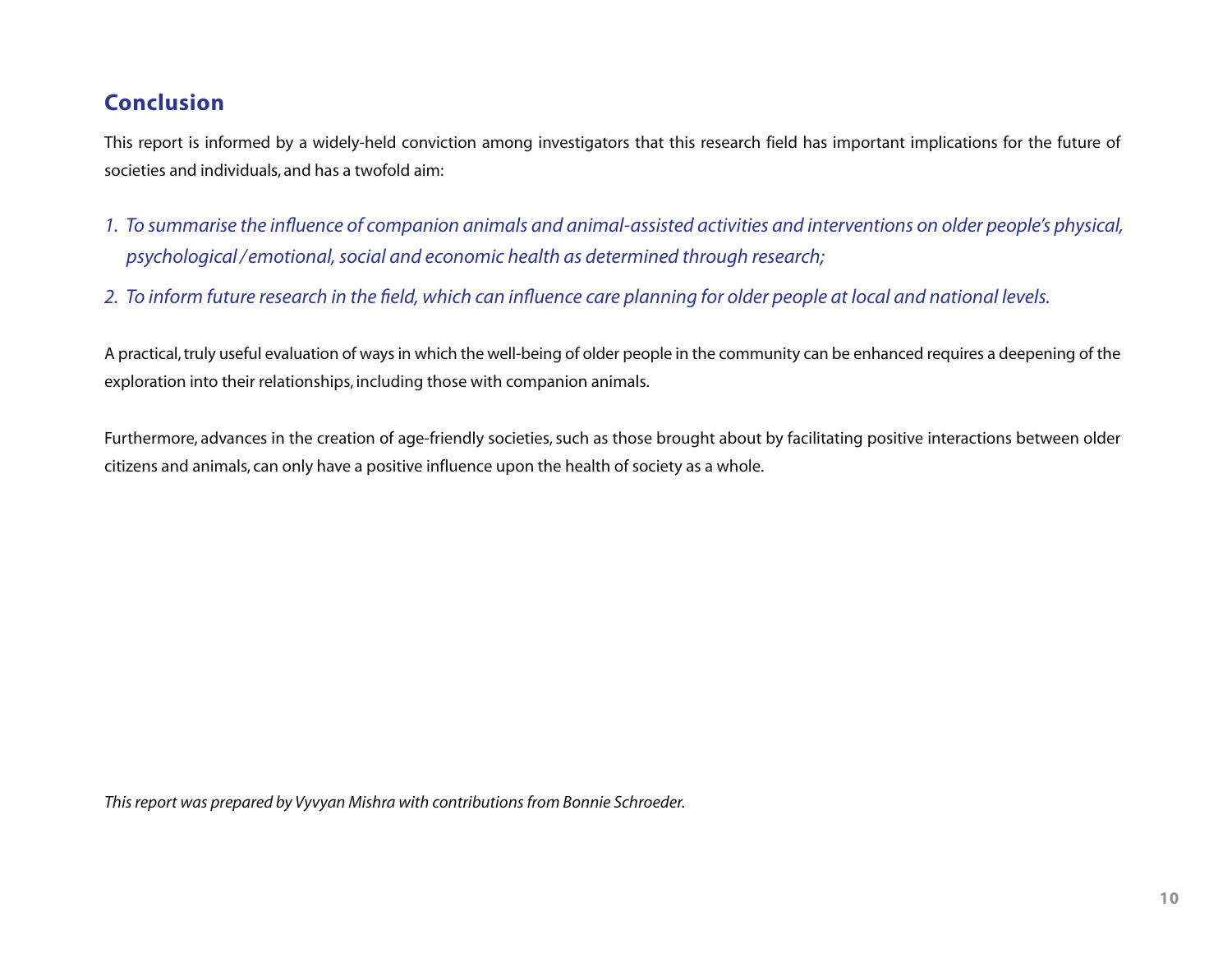## Conclusion

This report is informed by a widely-held conviction among investigators that this research field has important implications for the future of societies and individuals, and has a twofold aim:

1. *To summarise the influence of companion animals and animal-assisted activities and interventions on older people's physical, psychological / emotional, social and economic health as determined through research;*
2. *To inform future research in the field, which can influence care planning for older people at local and national levels.*

A practical, truly useful evaluation of ways in which the well-being of older people in the community can be enhanced requires a deepening of the exploration into their relationships, including those with companion animals.

Furthermore, advances in the creation of age-friendly societies, such as those brought about by facilitating positive interactions between older citizens and animals, can only have a positive influence upon the health of society as a whole.

*This report was prepared by Vyvyan Mishra with contributions from Bonnie Schroeder.*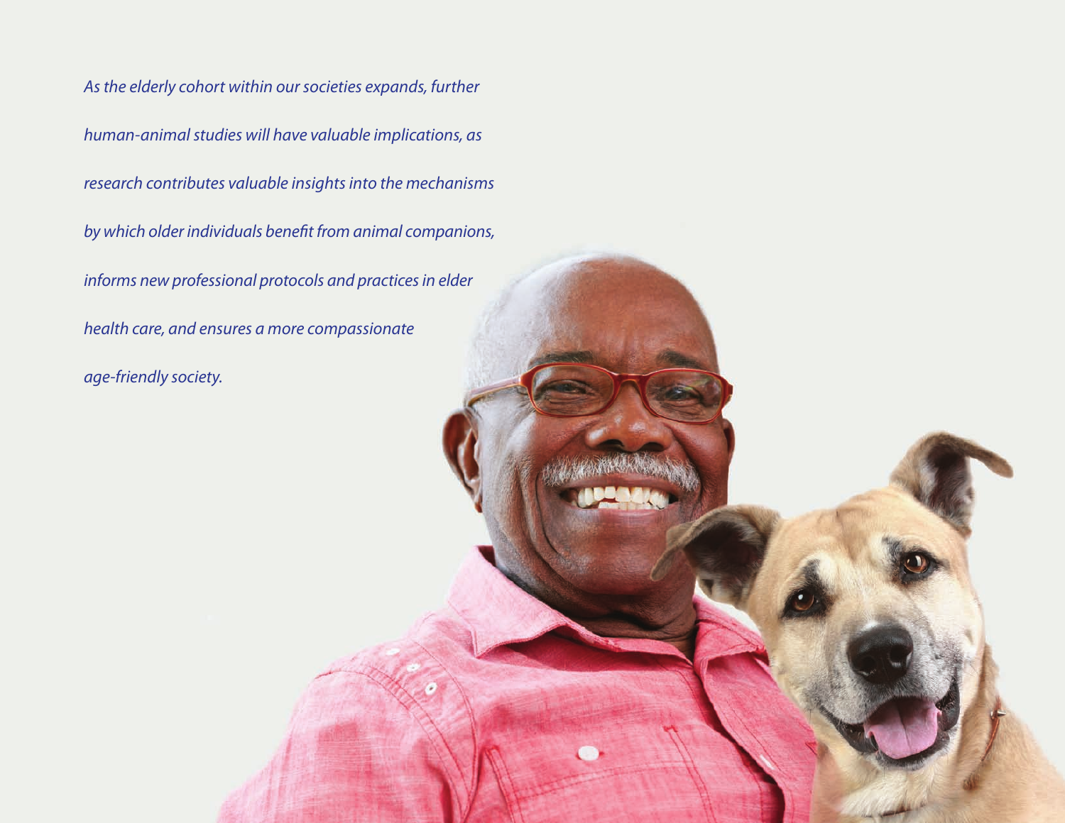*As the elderly cohort within our societies expands, further human-animal studies will have valuable implications, as research contributes valuable insights into the mechanisms by which older individuals benefit from animal companions, informs new professional protocols and practices in elder health care, and ensures a more compassionate age-friendly society.*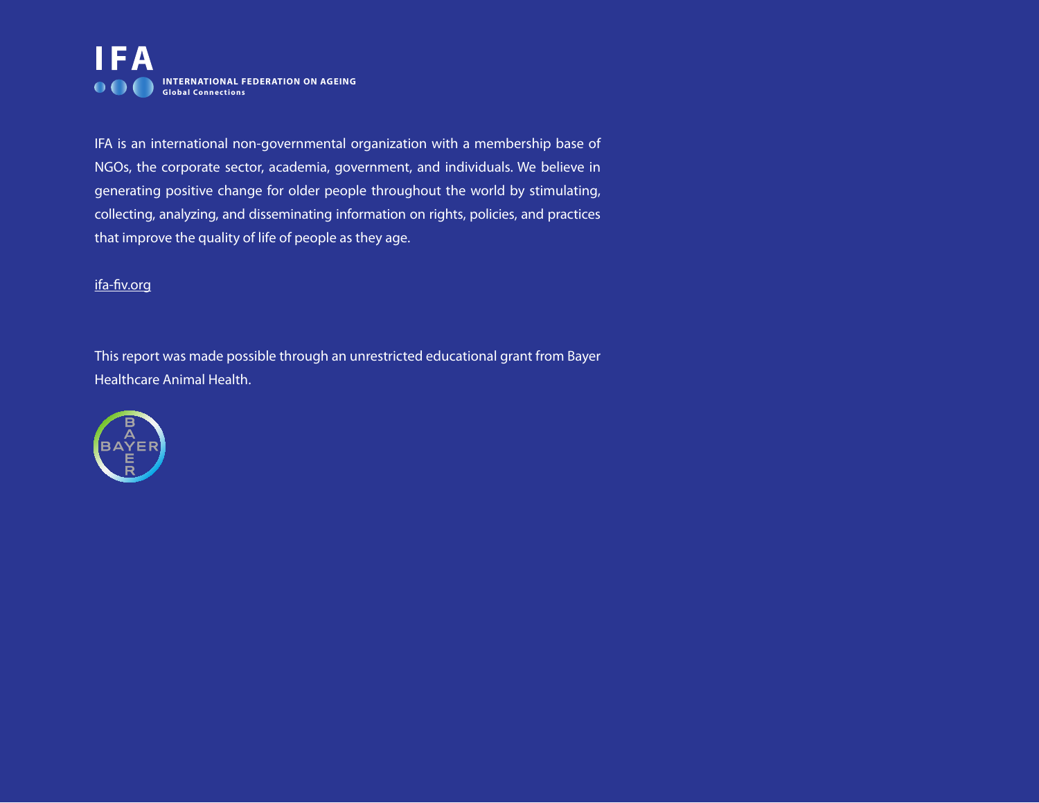IFA

INTERNATIONAL FEDERATION ON AGEING
Global Connections

IFA is an international non-governmental organization with a membership base of NGOs, the corporate sector, academia, government, and individuals. We believe in generating positive change for older people throughout the world by stimulating, collecting, analyzing, and disseminating information on rights, policies, and practices that improve the quality of life of people as they age.

ifa-fiv.org

This report was made possible through an unrestricted educational grant from Bayer Healthcare Animal Health.

BAYER